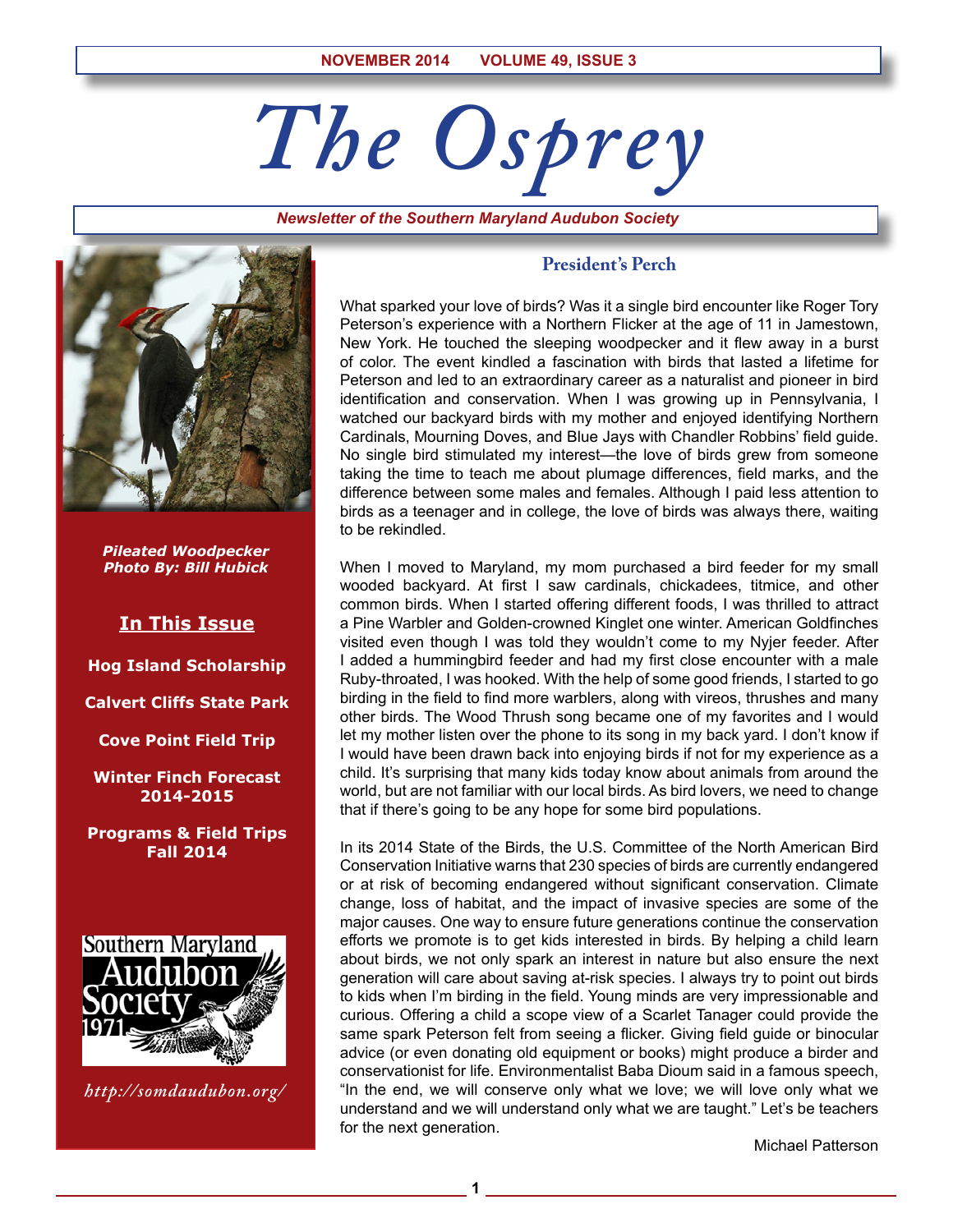# The Osprey

*Newsletter of the Southern Maryland Audubon Society*

NOVEMBER 2014 VOLUME 49, ISSUE 3

***Pileated Woodpecker***
***Photo By: Bill Hubick***

## In This Issue

**Hog Island Scholarship**

**Calvert Cliffs State Park**

**Cove Point Field Trip**

**Winter Finch Forecast 2014-2015**

**Programs & Field Trips Fall 2014**

Southern Maryland Audubon Society 1971

*http://somdaudubon.org/*

## President's Perch

What sparked your love of birds? Was it a single bird encounter like Roger Tory Peterson's experience with a Northern Flicker at the age of 11 in Jamestown, New York. He touched the sleeping woodpecker and it flew away in a burst of color. The event kindled a fascination with birds that lasted a lifetime for Peterson and led to an extraordinary career as a naturalist and pioneer in bird identification and conservation. When I was growing up in Pennsylvania, I watched our backyard birds with my mother and enjoyed identifying Northern Cardinals, Mourning Doves, and Blue Jays with Chandler Robbins' field guide. No single bird stimulated my interest—the love of birds grew from someone taking the time to teach me about plumage differences, field marks, and the difference between some males and females. Although I paid less attention to birds as a teenager and in college, the love of birds was always there, waiting to be rekindled.

When I moved to Maryland, my mom purchased a bird feeder for my small wooded backyard. At first I saw cardinals, chickadees, titmice, and other common birds. When I started offering different foods, I was thrilled to attract a Pine Warbler and Golden-crowned Kinglet one winter. American Goldfinches visited even though I was told they wouldn't come to my Nyjer feeder. After I added a hummingbird feeder and had my first close encounter with a male Ruby-throated, I was hooked. With the help of some good friends, I started to go birding in the field to find more warblers, along with vireos, thrushes and many other birds. The Wood Thrush song became one of my favorites and I would let my mother listen over the phone to its song in my back yard. I don't know if I would have been drawn back into enjoying birds if not for my experience as a child. It's surprising that many kids today know about animals from around the world, but are not familiar with our local birds. As bird lovers, we need to change that if there's going to be any hope for some bird populations.

In its 2014 State of the Birds, the U.S. Committee of the North American Bird Conservation Initiative warns that 230 species of birds are currently endangered or at risk of becoming endangered without significant conservation. Climate change, loss of habitat, and the impact of invasive species are some of the major causes. One way to ensure future generations continue the conservation efforts we promote is to get kids interested in birds. By helping a child learn about birds, we not only spark an interest in nature but also ensure the next generation will care about saving at-risk species. I always try to point out birds to kids when I'm birding in the field. Young minds are very impressionable and curious. Offering a child a scope view of a Scarlet Tanager could provide the same spark Peterson felt from seeing a flicker. Giving field guide or binocular advice (or even donating old equipment or books) might produce a birder and conservationist for life. Environmentalist Baba Dioum said in a famous speech, "In the end, we will conserve only what we love; we will love only what we understand and we will understand only what we are taught." Let's be teachers for the next generation.

Michael Patterson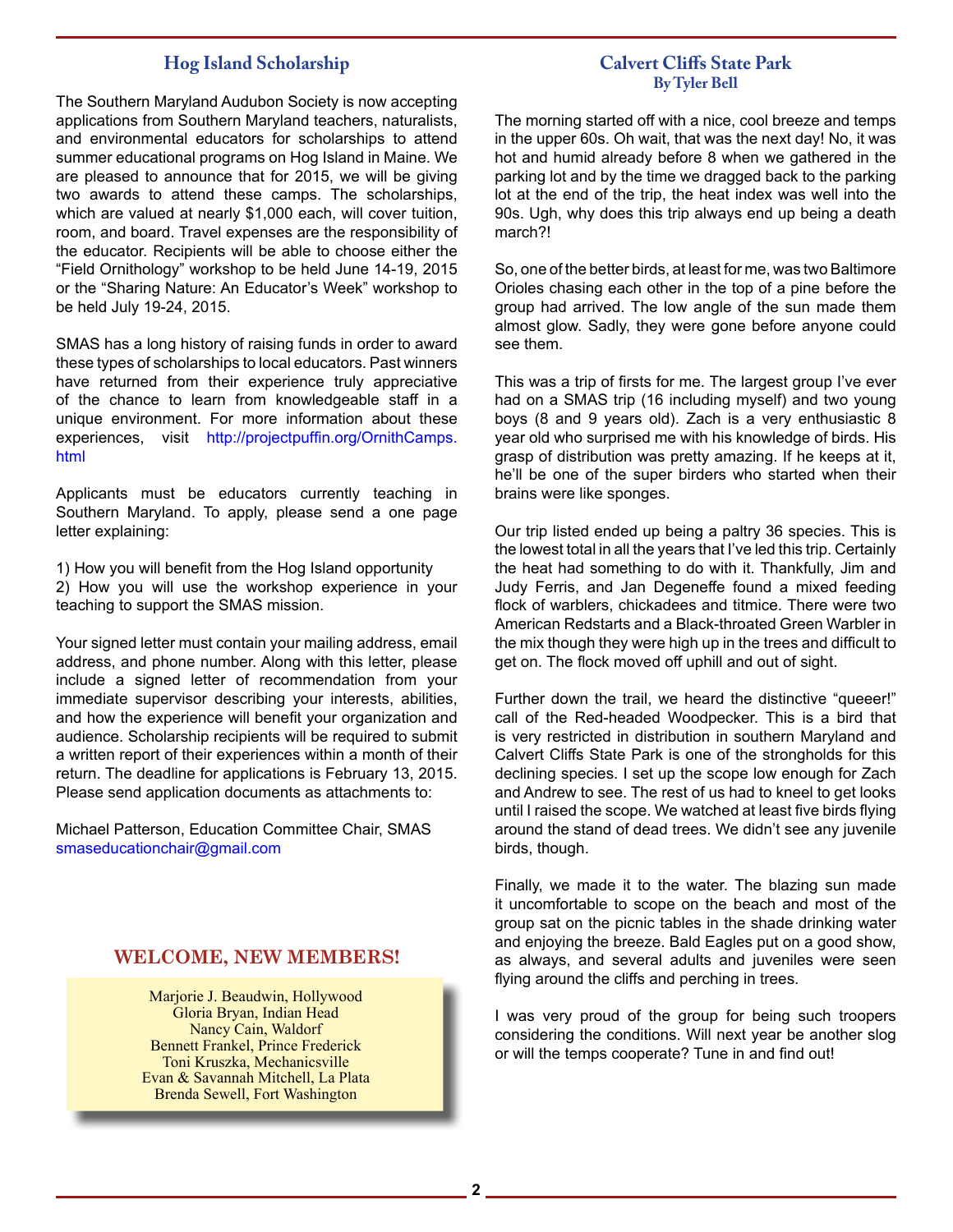## Hog Island Scholarship

The Southern Maryland Audubon Society is now accepting applications from Southern Maryland teachers, naturalists, and environmental educators for scholarships to attend summer educational programs on Hog Island in Maine. We are pleased to announce that for 2015, we will be giving two awards to attend these camps. The scholarships, which are valued at nearly $1,000 each, will cover tuition, room, and board. Travel expenses are the responsibility of the educator. Recipients will be able to choose either the "Field Ornithology" workshop to be held June 14-19, 2015 or the "Sharing Nature: An Educator's Week" workshop to be held July 19-24, 2015.

SMAS has a long history of raising funds in order to award these types of scholarships to local educators. Past winners have returned from their experience truly appreciative of the chance to learn from knowledgeable staff in a unique environment. For more information about these experiences, visit http://projectpuffin.org/OrnithCamps.html

Applicants must be educators currently teaching in Southern Maryland. To apply, please send a one page letter explaining:

1) How you will benefit from the Hog Island opportunity
2) How you will use the workshop experience in your teaching to support the SMAS mission.

Your signed letter must contain your mailing address, email address, and phone number. Along with this letter, please include a signed letter of recommendation from your immediate supervisor describing your interests, abilities, and how the experience will benefit your organization and audience. Scholarship recipients will be required to submit a written report of their experiences within a month of their return. The deadline for applications is February 13, 2015. Please send application documents as attachments to:

Michael Patterson, Education Committee Chair, SMAS
smaseducationchair@gmail.com

## WELCOME, NEW MEMBERS!

Marjorie J. Beaudwin, Hollywood
Gloria Bryan, Indian Head
Nancy Cain, Waldorf
Bennett Frankel, Prince Frederick
Toni Kruszka, Mechanicsville
Evan & Savannah Mitchell, La Plata
Brenda Sewell, Fort Washington

## Calvert Cliffs State Park

**By Tyler Bell**

The morning started off with a nice, cool breeze and temps in the upper 60s. Oh wait, that was the next day! No, it was hot and humid already before 8 when we gathered in the parking lot and by the time we dragged back to the parking lot at the end of the trip, the heat index was well into the 90s. Ugh, why does this trip always end up being a death march?!

So, one of the better birds, at least for me, was two Baltimore Orioles chasing each other in the top of a pine before the group had arrived. The low angle of the sun made them almost glow. Sadly, they were gone before anyone could see them.

This was a trip of firsts for me. The largest group I've ever had on a SMAS trip (16 including myself) and two young boys (8 and 9 years old). Zach is a very enthusiastic 8 year old who surprised me with his knowledge of birds. His grasp of distribution was pretty amazing. If he keeps at it, he'll be one of the super birders who started when their brains were like sponges.

Our trip listed ended up being a paltry 36 species. This is the lowest total in all the years that I've led this trip. Certainly the heat had something to do with it. Thankfully, Jim and Judy Ferris, and Jan Degeneffe found a mixed feeding flock of warblers, chickadees and titmice. There were two American Redstarts and a Black-throated Green Warbler in the mix though they were high up in the trees and difficult to get on. The flock moved off uphill and out of sight.

Further down the trail, we heard the distinctive "queeer!" call of the Red-headed Woodpecker. This is a bird that is very restricted in distribution in southern Maryland and Calvert Cliffs State Park is one of the strongholds for this declining species. I set up the scope low enough for Zach and Andrew to see. The rest of us had to kneel to get looks until I raised the scope. We watched at least five birds flying around the stand of dead trees. We didn't see any juvenile birds, though.

Finally, we made it to the water. The blazing sun made it uncomfortable to scope on the beach and most of the group sat on the picnic tables in the shade drinking water and enjoying the breeze. Bald Eagles put on a good show, as always, and several adults and juveniles were seen flying around the cliffs and perching in trees.

I was very proud of the group for being such troopers considering the conditions. Will next year be another slog or will the temps cooperate? Tune in and find out!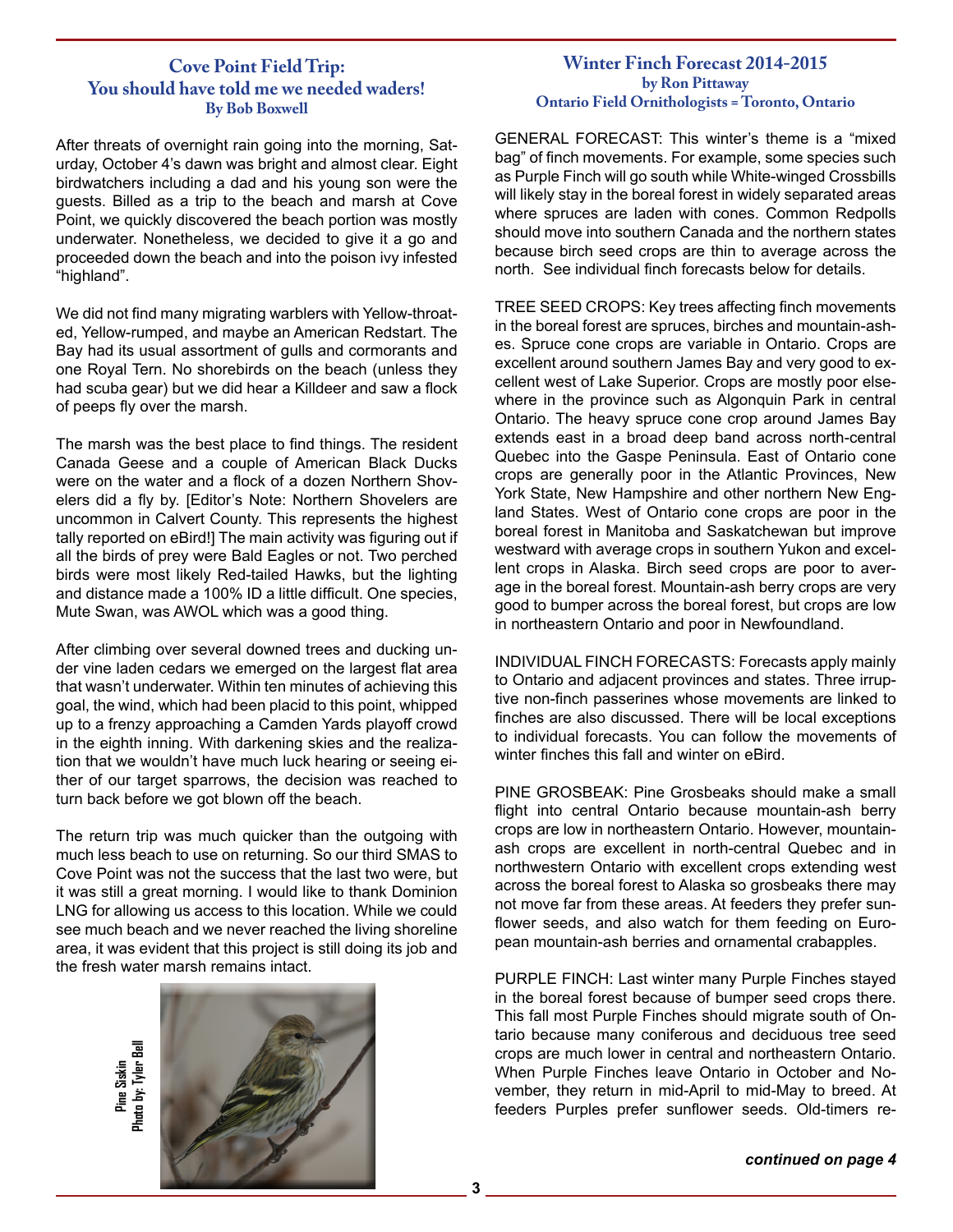## Cove Point Field Trip: You should have told me we needed waders!

**By Bob Boxwell**

After threats of overnight rain going into the morning, Saturday, October 4's dawn was bright and almost clear. Eight birdwatchers including a dad and his young son were the guests. Billed as a trip to the beach and marsh at Cove Point, we quickly discovered the beach portion was mostly underwater. Nonetheless, we decided to give it a go and proceeded down the beach and into the poison ivy infested "highland".

We did not find many migrating warblers with Yellow-throated, Yellow-rumped, and maybe an American Redstart. The Bay had its usual assortment of gulls and cormorants and one Royal Tern. No shorebirds on the beach (unless they had scuba gear) but we did hear a Killdeer and saw a flock of peeps fly over the marsh.

The marsh was the best place to find things. The resident Canada Geese and a couple of American Black Ducks were on the water and a flock of a dozen Northern Shovelers did a fly by. [Editor's Note: Northern Shovelers are uncommon in Calvert County. This represents the highest tally reported on eBird!] The main activity was figuring out if all the birds of prey were Bald Eagles or not. Two perched birds were most likely Red-tailed Hawks, but the lighting and distance made a 100% ID a little difficult. One species, Mute Swan, was AWOL which was a good thing.

After climbing over several downed trees and ducking under vine laden cedars we emerged on the largest flat area that wasn't underwater. Within ten minutes of achieving this goal, the wind, which had been placid to this point, whipped up to a frenzy approaching a Camden Yards playoff crowd in the eighth inning. With darkening skies and the realization that we wouldn't have much luck hearing or seeing either of our target sparrows, the decision was reached to turn back before we got blown off the beach.

The return trip was much quicker than the outgoing with much less beach to use on returning. So our third SMAS to Cove Point was not the success that the last two were, but it was still a great morning. I would like to thank Dominion LNG for allowing us access to this location. While we could see much beach and we never reached the living shoreline area, it was evident that this project is still doing its job and the fresh water marsh remains intact.

Pine Siskin
Photo by: Tyler Bell

## Winter Finch Forecast 2014-2015

**by Ron Pittaway**
**Ontario Field Ornithologists = Toronto, Ontario**

GENERAL FORECAST: This winter's theme is a "mixed bag" of finch movements. For example, some species such as Purple Finch will go south while White-winged Crossbills will likely stay in the boreal forest in widely separated areas where spruces are laden with cones. Common Redpolls should move into southern Canada and the northern states because birch seed crops are thin to average across the north. See individual finch forecasts below for details.

TREE SEED CROPS: Key trees affecting finch movements in the boreal forest are spruces, birches and mountain-ashes. Spruce cone crops are variable in Ontario. Crops are excellent around southern James Bay and very good to excellent west of Lake Superior. Crops are mostly poor elsewhere in the province such as Algonquin Park in central Ontario. The heavy spruce cone crop around James Bay extends east in a broad deep band across north-central Quebec into the Gaspe Peninsula. East of Ontario cone crops are generally poor in the Atlantic Provinces, New York State, New Hampshire and other northern New England States. West of Ontario cone crops are poor in the boreal forest in Manitoba and Saskatchewan but improve westward with average crops in southern Yukon and excellent crops in Alaska. Birch seed crops are poor to average in the boreal forest. Mountain-ash berry crops are very good to bumper across the boreal forest, but crops are low in northeastern Ontario and poor in Newfoundland.

INDIVIDUAL FINCH FORECASTS: Forecasts apply mainly to Ontario and adjacent provinces and states. Three irruptive non-finch passerines whose movements are linked to finches are also discussed. There will be local exceptions to individual forecasts. You can follow the movements of winter finches this fall and winter on eBird.

PINE GROSBEAK: Pine Grosbeaks should make a small flight into central Ontario because mountain-ash berry crops are low in northeastern Ontario. However, mountain-ash crops are excellent in north-central Quebec and in northwestern Ontario with excellent crops extending west across the boreal forest to Alaska so grosbeaks there may not move far from these areas. At feeders they prefer sunflower seeds, and also watch for them feeding on European mountain-ash berries and ornamental crabapples.

PURPLE FINCH: Last winter many Purple Finches stayed in the boreal forest because of bumper seed crops there. This fall most Purple Finches should migrate south of Ontario because many coniferous and deciduous tree seed crops are much lower in central and northeastern Ontario. When Purple Finches leave Ontario in October and November, they return in mid-April to mid-May to breed. At feeders Purples prefer sunflower seeds. Old-timers re-

*continued on page 4*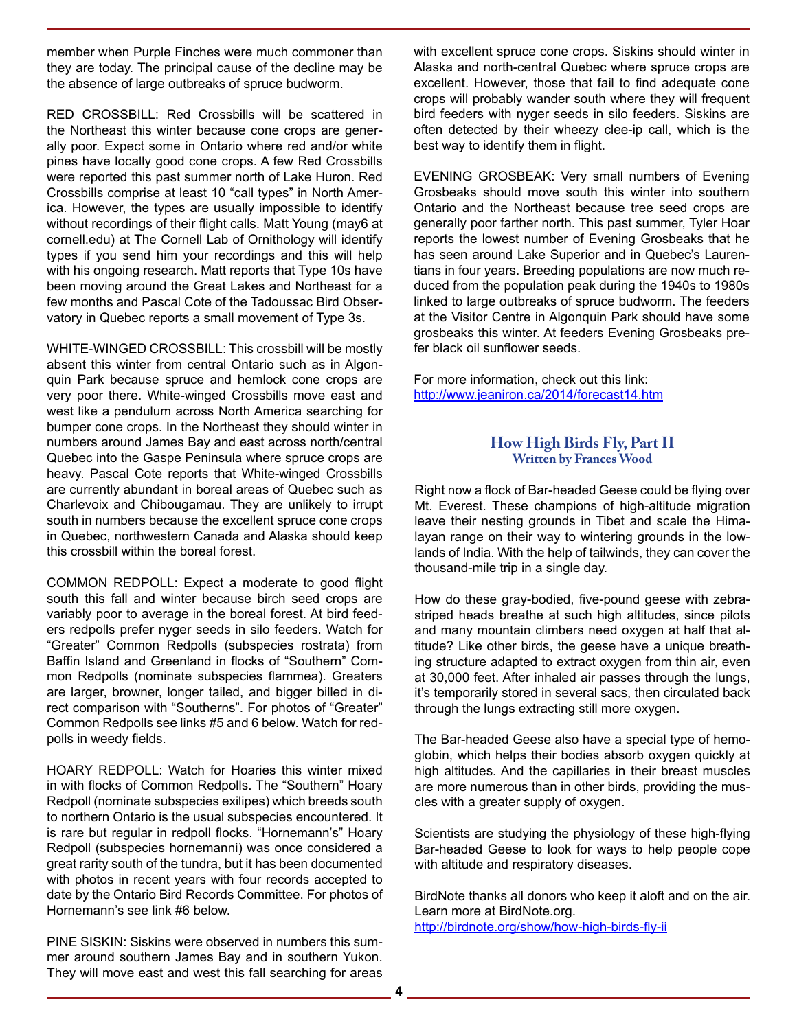member when Purple Finches were much commoner than they are today. The principal cause of the decline may be the absence of large outbreaks of spruce budworm.

RED CROSSBILL: Red Crossbills will be scattered in the Northeast this winter because cone crops are generally poor. Expect some in Ontario where red and/or white pines have locally good cone crops. A few Red Crossbills were reported this past summer north of Lake Huron. Red Crossbills comprise at least 10 "call types" in North America. However, the types are usually impossible to identify without recordings of their flight calls. Matt Young (may6 at cornell.edu) at The Cornell Lab of Ornithology will identify types if you send him your recordings and this will help with his ongoing research. Matt reports that Type 10s have been moving around the Great Lakes and Northeast for a few months and Pascal Cote of the Tadoussac Bird Observatory in Quebec reports a small movement of Type 3s.

WHITE-WINGED CROSSBILL: This crossbill will be mostly absent this winter from central Ontario such as in Algonquin Park because spruce and hemlock cone crops are very poor there. White-winged Crossbills move east and west like a pendulum across North America searching for bumper cone crops. In the Northeast they should winter in numbers around James Bay and east across north/central Quebec into the Gaspe Peninsula where spruce crops are heavy. Pascal Cote reports that White-winged Crossbills are currently abundant in boreal areas of Quebec such as Charlevoix and Chibougamau. They are unlikely to irrupt south in numbers because the excellent spruce cone crops in Quebec, northwestern Canada and Alaska should keep this crossbill within the boreal forest.

COMMON REDPOLL: Expect a moderate to good flight south this fall and winter because birch seed crops are variably poor to average in the boreal forest. At bird feeders redpolls prefer nyger seeds in silo feeders. Watch for "Greater" Common Redpolls (subspecies rostrata) from Baffin Island and Greenland in flocks of "Southern" Common Redpolls (nominate subspecies flammea). Greaters are larger, browner, longer tailed, and bigger billed in direct comparison with "Southerns". For photos of "Greater" Common Redpolls see links #5 and 6 below. Watch for redpolls in weedy fields.

HOARY REDPOLL: Watch for Hoaries this winter mixed in with flocks of Common Redpolls. The "Southern" Hoary Redpoll (nominate subspecies exilipes) which breeds south to northern Ontario is the usual subspecies encountered. It is rare but regular in redpoll flocks. "Hornemann's" Hoary Redpoll (subspecies hornemanni) was once considered a great rarity south of the tundra, but it has been documented with photos in recent years with four records accepted to date by the Ontario Bird Records Committee. For photos of Hornemann's see link #6 below.

PINE SISKIN: Siskins were observed in numbers this summer around southern James Bay and in southern Yukon. They will move east and west this fall searching for areas with excellent spruce cone crops. Siskins should winter in Alaska and north-central Quebec where spruce crops are excellent. However, those that fail to find adequate cone crops will probably wander south where they will frequent bird feeders with nyger seeds in silo feeders. Siskins are often detected by their wheezy clee-ip call, which is the best way to identify them in flight.

EVENING GROSBEAK: Very small numbers of Evening Grosbeaks should move south this winter into southern Ontario and the Northeast because tree seed crops are generally poor farther north. This past summer, Tyler Hoar reports the lowest number of Evening Grosbeaks that he has seen around Lake Superior and in Quebec's Laurentians in four years. Breeding populations are now much reduced from the population peak during the 1940s to 1980s linked to large outbreaks of spruce budworm. The feeders at the Visitor Centre in Algonquin Park should have some grosbeaks this winter. At feeders Evening Grosbeaks prefer black oil sunflower seeds.

For more information, check out this link:
http://www.jeaniron.ca/2014/forecast14.htm

## How High Birds Fly, Part II
**Written by Frances Wood**

Right now a flock of Bar-headed Geese could be flying over Mt. Everest. These champions of high-altitude migration leave their nesting grounds in Tibet and scale the Himalayan range on their way to wintering grounds in the lowlands of India. With the help of tailwinds, they can cover the thousand-mile trip in a single day.

How do these gray-bodied, five-pound geese with zebra-striped heads breathe at such high altitudes, since pilots and many mountain climbers need oxygen at half that altitude? Like other birds, the geese have a unique breathing structure adapted to extract oxygen from thin air, even at 30,000 feet. After inhaled air passes through the lungs, it's temporarily stored in several sacs, then circulated back through the lungs extracting still more oxygen.

The Bar-headed Geese also have a special type of hemoglobin, which helps their bodies absorb oxygen quickly at high altitudes. And the capillaries in their breast muscles are more numerous than in other birds, providing the muscles with a greater supply of oxygen.

Scientists are studying the physiology of these high-flying Bar-headed Geese to look for ways to help people cope with altitude and respiratory diseases.

BirdNote thanks all donors who keep it aloft and on the air. Learn more at BirdNote.org.
http://birdnote.org/show/how-high-birds-fly-ii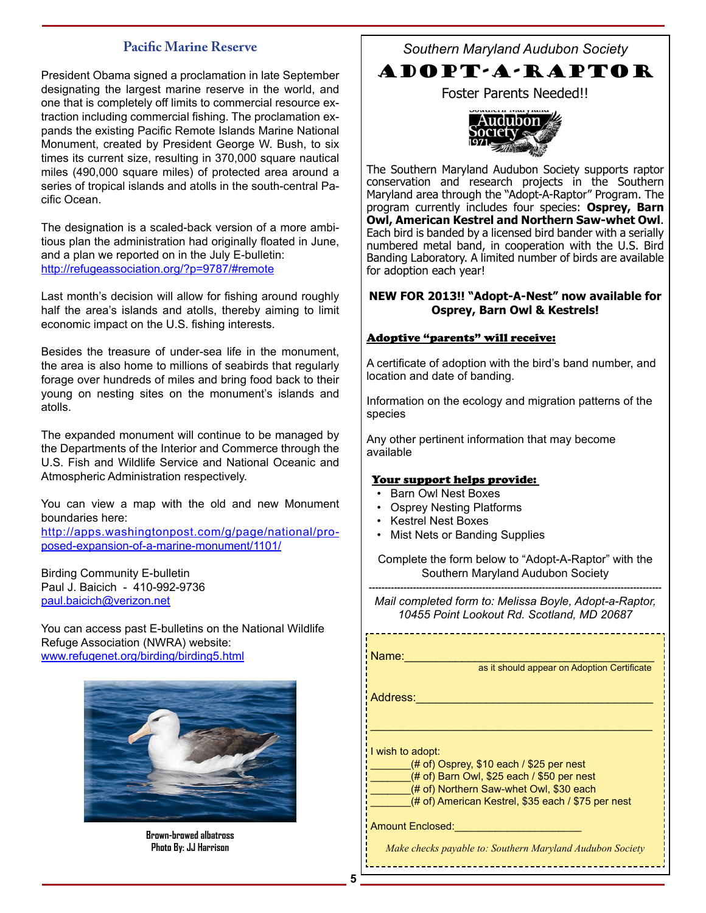## Pacific Marine Reserve

President Obama signed a proclamation in late September designating the largest marine reserve in the world, and one that is completely off limits to commercial resource extraction including commercial fishing. The proclamation expands the existing Pacific Remote Islands Marine National Monument, created by President George W. Bush, to six times its current size, resulting in 370,000 square nautical miles (490,000 square miles) of protected area around a series of tropical islands and atolls in the south-central Pacific Ocean.

The designation is a scaled-back version of a more ambitious plan the administration had originally floated in June, and a plan we reported on in the July E-bulletin: http://refugeassociation.org/?p=9787/#remote

Last month's decision will allow for fishing around roughly half the area's islands and atolls, thereby aiming to limit economic impact on the U.S. fishing interests.

Besides the treasure of under-sea life in the monument, the area is also home to millions of seabirds that regularly forage over hundreds of miles and bring food back to their young on nesting sites on the monument's islands and atolls.

The expanded monument will continue to be managed by the Departments of the Interior and Commerce through the U.S. Fish and Wildlife Service and National Oceanic and Atmospheric Administration respectively.

You can view a map with the old and new Monument boundaries here:
http://apps.washingtonpost.com/g/page/national/proposed-expansion-of-a-marine-monument/1101/

Birding Community E-bulletin
Paul J. Baicich - 410-992-9736
paul.baicich@verizon.net

You can access past E-bulletins on the National Wildlife Refuge Association (NWRA) website:
www.refugenet.org/birding/birding5.html

**Brown-browed albatross**
**Photo By: JJ Harrison**

*Southern Maryland Audubon Society*

# ADOPT-A-RAPTOR

Foster Parents Needed!!

The Southern Maryland Audubon Society supports raptor conservation and research projects in the Southern Maryland area through the "Adopt-A-Raptor" Program. The program currently includes four species: **Osprey, Barn Owl, American Kestrel and Northern Saw-whet Owl**. Each bird is banded by a licensed bird bander with a serially numbered metal band, in cooperation with the U.S. Bird Banding Laboratory. A limited number of birds are available for adoption each year!

**NEW FOR 2013!! "Adopt-A-Nest" now available for Osprey, Barn Owl & Kestrels!**

**Adoptive "parents" will receive:**

A certificate of adoption with the bird's band number, and location and date of banding.

Information on the ecology and migration patterns of the species

Any other pertinent information that may become available

**Your support helps provide:**

- Barn Owl Nest Boxes
- Osprey Nesting Platforms
- Kestrel Nest Boxes
- Mist Nets or Banding Supplies

Complete the form below to "Adopt-A-Raptor" with the Southern Maryland Audubon Society

---

*Mail completed form to: Melissa Boyle, Adopt-a-Raptor, 10455 Point Lookout Rd. Scotland, MD 20687*

Name:_______________________________________
as it should appear on Adoption Certificate

Address:_____________________________________

_____________________________________________

I wish to adopt:
_______(# of) Osprey, $10 each / $25 per nest
_______(# of) Barn Owl, $25 each / $50 per nest
_______(# of) Northern Saw-whet Owl, $30 each
_______(# of) American Kestrel, $35 each / $75 per nest

Amount Enclosed:_____________________

*Make checks payable to: Southern Maryland Audubon Society*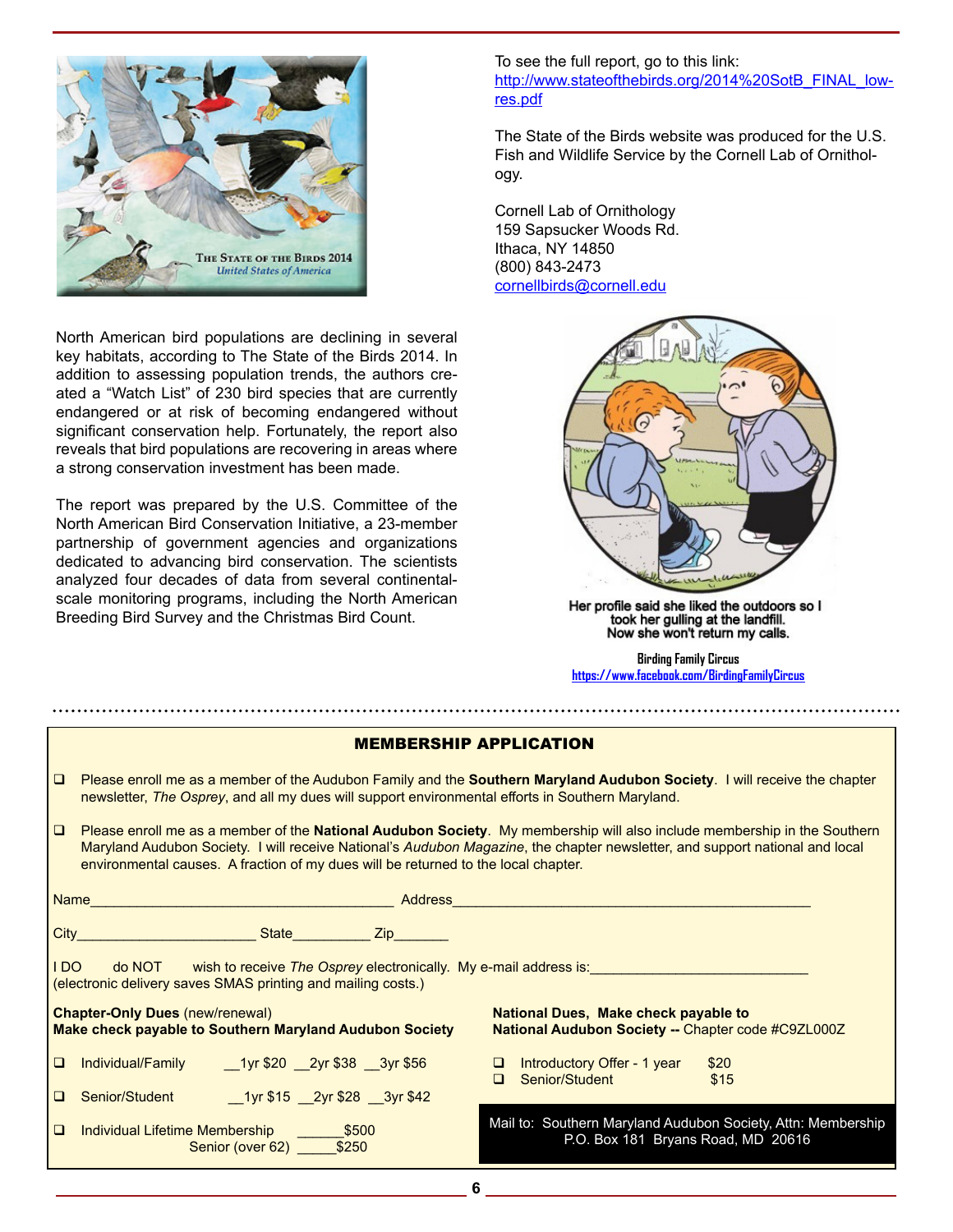North American bird populations are declining in several key habitats, according to The State of the Birds 2014. In addition to assessing population trends, the authors created a "Watch List" of 230 bird species that are currently endangered or at risk of becoming endangered without significant conservation help. Fortunately, the report also reveals that bird populations are recovering in areas where a strong conservation investment has been made.

The report was prepared by the U.S. Committee of the North American Bird Conservation Initiative, a 23-member partnership of government agencies and organizations dedicated to advancing bird conservation. The scientists analyzed four decades of data from several continental-scale monitoring programs, including the North American Breeding Bird Survey and the Christmas Bird Count.

To see the full report, go to this link: http://www.stateofthebirds.org/2014%20SotB_FINAL_low-res.pdf

The State of the Birds website was produced for the U.S. Fish and Wildlife Service by the Cornell Lab of Ornithology.

Cornell Lab of Ornithology
159 Sapsucker Woods Rd.
Ithaca, NY 14850
(800) 843-2473
cornellbirds@cornell.edu

Her profile said she liked the outdoors so I took her gulling at the landfill. Now she won't return my calls.

**Birding Family Circus**
https://www.facebook.com/BirdingFamilyCircus

---

## MEMBERSHIP APPLICATION

- ❑ Please enroll me as a member of the Audubon Family and the **Southern Maryland Audubon Society**. I will receive the chapter newsletter, *The Osprey*, and all my dues will support environmental efforts in Southern Maryland.
- ❑ Please enroll me as a member of the **National Audubon Society**. My membership will also include membership in the Southern Maryland Audubon Society. I will receive National's *Audubon Magazine*, the chapter newsletter, and support national and local environmental causes. A fraction of my dues will be returned to the local chapter.

Name______________________________________ Address____________________________________________

City______________________ State__________ Zip_______

I DO do NOT wish to receive *The Osprey* electronically. My e-mail address is:___________________________
(electronic delivery saves SMAS printing and mailing costs.)

**Chapter-Only Dues** (new/renewal)
**Make check payable to Southern Maryland Audubon Society**

- ❑ Individual/Family __1yr $20 __2yr $38 __3yr $56
- ❑ Senior/Student __1yr $15 __2yr $28 __3yr $42
- ❑ Individual Lifetime Membership ______$500
  Senior (over 62) _____$250

**National Dues, Make check payable to**
**National Audubon Society --** Chapter code #C9ZL000Z

- ❑ Introductory Offer - 1 year $20
- ❑ Senior/Student $15

Mail to: Southern Maryland Audubon Society, Attn: Membership
P.O. Box 181 Bryans Road, MD 20616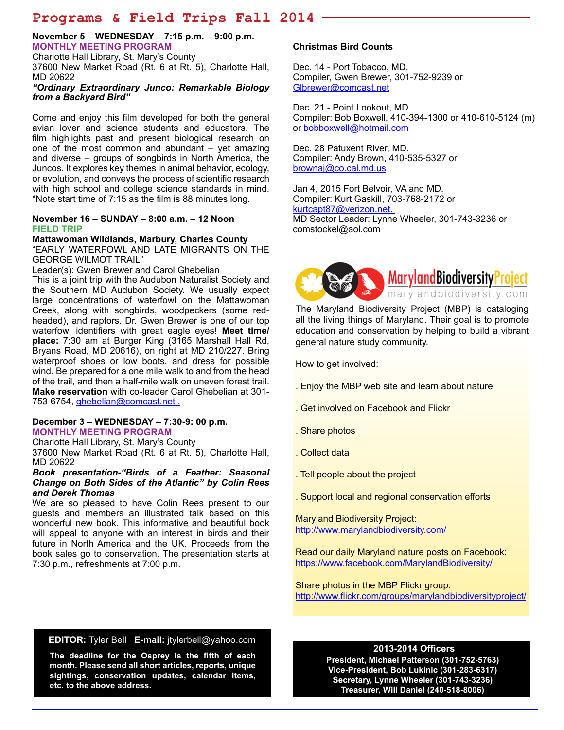# Programs & Field Trips Fall 2014

**November 5 – WEDNESDAY – 7:15 p.m. – 9:00 p.m.**
**MONTHLY MEETING PROGRAM**
Charlotte Hall Library, St. Mary's County
37600 New Market Road (Rt. 6 at Rt. 5), Charlotte Hall, MD 20622
***"Ordinary Extraordinary Junco: Remarkable Biology from a Backyard Bird"***

Come and enjoy this film developed for both the general avian lover and science students and educators. The film highlights past and present biological research on one of the most common and abundant – yet amazing and diverse – groups of songbirds in North America, the Juncos. It explores key themes in animal behavior, ecology, or evolution, and conveys the process of scientific research with high school and college science standards in mind. *Note start time of 7:15 as the film is 88 minutes long.

**November 16 – SUNDAY – 8:00 a.m. – 12 Noon**
**FIELD TRIP**
**Mattawoman Wildlands, Marbury, Charles County**
"EARLY WATERFOWL AND LATE MIGRANTS ON THE GEORGE WILMOT TRAIL"
Leader(s): Gwen Brewer and Carol Ghebelian
This is a joint trip with the Audubon Naturalist Society and the Southern MD Audubon Society. We usually expect large concentrations of waterfowl on the Mattawoman Creek, along with songbirds, woodpeckers (some red-headed), and raptors. Dr. Gwen Brewer is one of our top waterfowl identifiers with great eagle eyes! **Meet time/ place:** 7:30 am at Burger King (3165 Marshall Hall Rd, Bryans Road, MD 20616), on right at MD 210/227. Bring waterproof shoes or low boots, and dress for possible wind. Be prepared for a one mile walk to and from the head of the trail, and then a half-mile walk on uneven forest trail. **Make reservation** with co-leader Carol Ghebelian at 301-753-6754, ghebelian@comcast.net .

**December 3 – WEDNESDAY – 7:30-9: 00 p.m.**
**MONTHLY MEETING PROGRAM**
Charlotte Hall Library, St. Mary's County
37600 New Market Road (Rt. 6 at Rt. 5), Charlotte Hall, MD 20622
***Book presentation-"Birds of a Feather: Seasonal Change on Both Sides of the Atlantic" by Colin Rees and Derek Thomas***
We are so pleased to have Colin Rees present to our guests and members an illustrated talk based on this wonderful new book. This informative and beautiful book will appeal to anyone with an interest in birds and their future in North America and the UK. Proceeds from the book sales go to conservation. The presentation starts at 7:30 p.m., refreshments at 7:00 p.m.

**Christmas Bird Counts**

Dec. 14 - Port Tobacco, MD.
Compiler, Gwen Brewer, 301-752-9239 or Glbrewer@comcast.net

Dec. 21 - Point Lookout, MD.
Compiler: Bob Boxwell, 410-394-1300 or 410-610-5124 (m) or bobboxwell@hotmail.com

Dec. 28 Patuxent River, MD.
Compiler: Andy Brown, 410-535-5327 or brownaj@co.cal.md.us

Jan 4, 2015 Fort Belvoir, VA and MD.
Compiler: Kurt Gaskill, 703-768-2172 or kurtcapt87@verizon.net.
MD Sector Leader: Lynne Wheeler, 301-743-3236 or comstockel@aol.com

**Maryland Biodiversity Project**
marylandbiodiversity.com

The Maryland Biodiversity Project (MBP) is cataloging all the living things of Maryland. Their goal is to promote education and conservation by helping to build a vibrant general nature study community.

How to get involved:

. Enjoy the MBP web site and learn about nature

. Get involved on Facebook and Flickr

. Share photos

. Collect data

. Tell people about the project

. Support local and regional conservation efforts

Maryland Biodiversity Project:
http://www.marylandbiodiversity.com/

Read our daily Maryland nature posts on Facebook:
https://www.facebook.com/MarylandBiodiversity/

Share photos in the MBP Flickr group:
http://www.flickr.com/groups/marylandbiodiversityproject/

**EDITOR:** Tyler Bell **E-mail:** jtylerbell@yahoo.com

**The deadline for the Osprey is the fifth of each month. Please send all short articles, reports, unique sightings, conservation updates, calendar items, etc. to the above address.**

**2013-2014 Officers**
**President, Michael Patterson (301-752-5763)**
**Vice-President, Bob Lukinic (301-283-6317)**
**Secretary, Lynne Wheeler (301-743-3236)**
**Treasurer, Will Daniel (240-518-8006)**